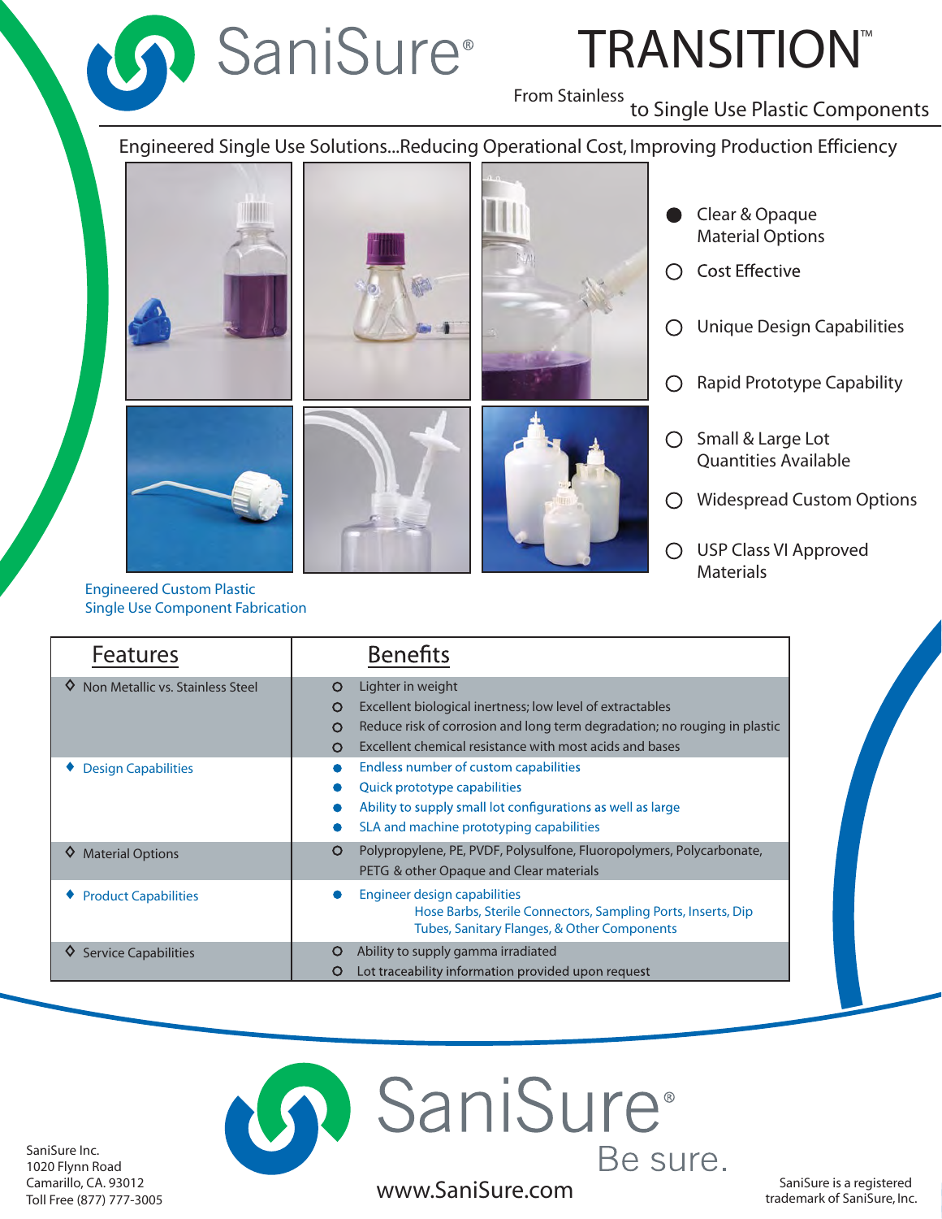# SaniSure®

# TRANSITION™

From Stainless to Single Use Plastic Components

Engineered Single Use Solutions...Reducing Operational Cost, Improving Production Efficiency

- Clear & Opaque Material Options
- Cost Effective
- Unique Design Capabilities
- Rapid Prototype Capability
- Small & Large Lot Quantities Available
- Widespread Custom Options
- USP Class VI Approved Materials

Engineered Custom Plastic Single Use Component Fabrication

| Features | Benefits |
|---|---|
| Non Metallic vs. Stainless Steel | Lighter in weight<br>Excellent biological inertness; low level of extractables<br>Reduce risk of corrosion and long term degradation; no rouging in plastic<br>Excellent chemical resistance with most acids and bases |
| Design Capabilities | Endless number of custom capabilities<br>Quick prototype capabilities<br>Ability to supply small lot configurations as well as large<br>SLA and machine prototyping capabilities |
| Material Options | Polypropylene, PE, PVDF, Polysulfone, Fluoropolymers, Polycarbonate, PETG & other Opaque and Clear materials |
| Product Capabilities | Engineer design capabilities<br>Hose Barbs, Sterile Connectors, Sampling Ports, Inserts, Dip Tubes, Sanitary Flanges, & Other Components |
| Service Capabilities | Ability to supply gamma irradiated<br>Lot traceability information provided upon request |

SaniSure Inc.
1020 Flynn Road
Camarillo, CA. 93012
Toll Free (877) 777-3005

SaniSure® Be sure.

www.SaniSure.com

SaniSure is a registered trademark of SaniSure, Inc.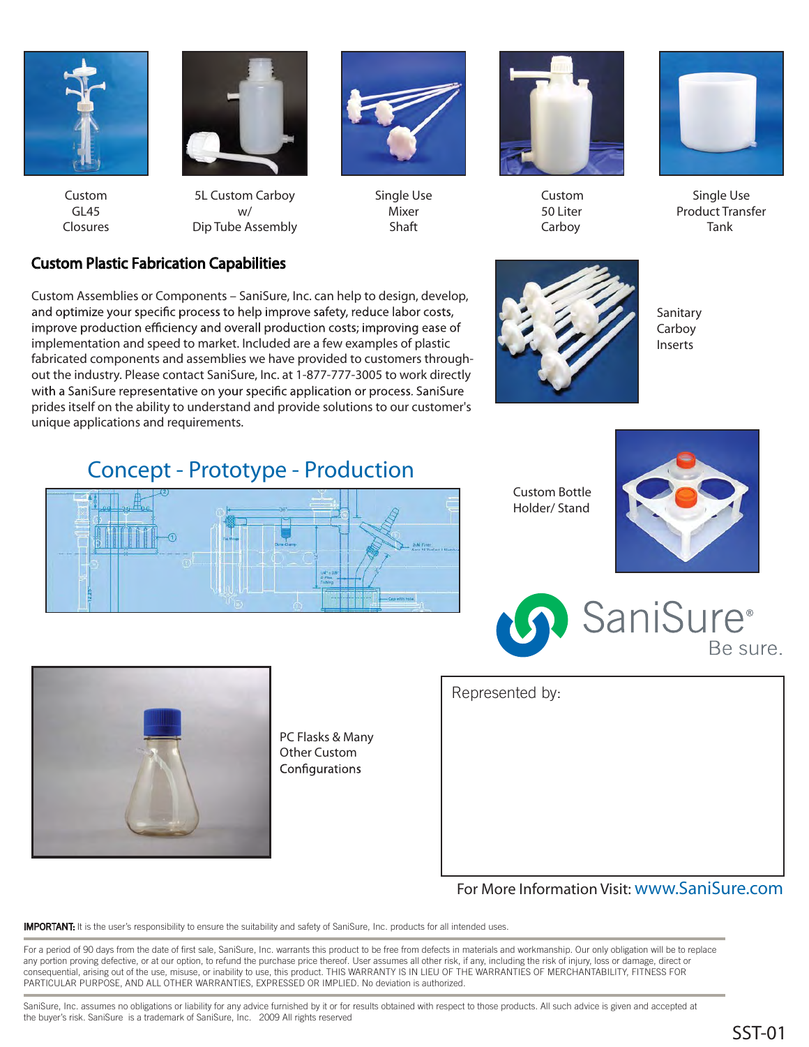Custom GL45 Closures

5L Custom Carboy w/ Dip Tube Assembly

Single Use Mixer Shaft

Custom 50 Liter Carboy

Single Use Product Transfer Tank

## Custom Plastic Fabrication Capabilities

Custom Assemblies or Components – SaniSure, Inc. can help to design, develop, and optimize your specific process to help improve safety, reduce labor costs, improve production efficiency and overall production costs; improving ease of implementation and speed to market. Included are a few examples of plastic fabricated components and assemblies we have provided to customers throughout the industry. Please contact SaniSure, Inc. at 1-877-777-3005 to work directly with a SaniSure representative on your specific application or process. SaniSure prides itself on the ability to understand and provide solutions to our customer's unique applications and requirements.

Sanitary Carboy Inserts

## Concept - Prototype - Production

Custom Bottle Holder/ Stand

SaniSure® Be sure.

PC Flasks & Many Other Custom Configurations

Represented by:

For More Information Visit: www.SaniSure.com

**IMPORTANT:** It is the user's responsibility to ensure the suitability and safety of SaniSure, Inc. products for all intended uses.

For a period of 90 days from the date of first sale, SaniSure, Inc. warrants this product to be free from defects in materials and workmanship. Our only obligation will be to replace any portion proving defective, or at our option, to refund the purchase price thereof. User assumes all other risk, if any, including the risk of injury, loss or damage, direct or consequential, arising out of the use, misuse, or inability to use, this product. THIS WARRANTY IS IN LIEU OF THE WARRANTIES OF MERCHANTABILITY, FITNESS FOR PARTICULAR PURPOSE, AND ALL OTHER WARRANTIES, EXPRESSED OR IMPLIED. No deviation is authorized.

SaniSure, Inc. assumes no obligations or liability for any advice furnished by it or for results obtained with respect to those products. All such advice is given and accepted at the buyer's risk. SaniSure is a trademark of SaniSure, Inc. 2009 All rights reserved

SST-01